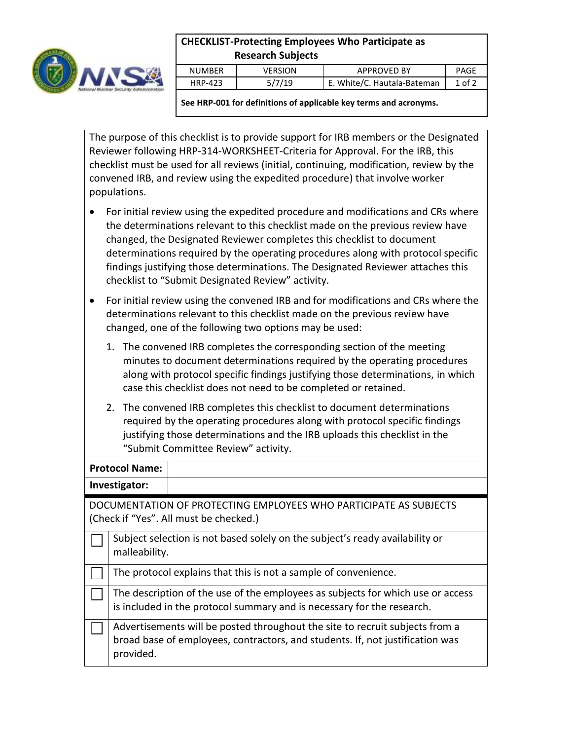# CHECKLIST-Protecting Employees Who Participate as Research Subjects

| NUMBER | VERSION | APPROVED BY |
|---|---|---|
| HRP-423 | 5/7/19 | E. White/C. Hautala-Bateman |

**See HRP-001 for definitions of applicable key terms and acronyms.**

The purpose of this checklist is to provide support for IRB members or the Designated Reviewer following HRP-314-WORKSHEET-Criteria for Approval. For the IRB, this checklist must be used for all reviews (initial, continuing, modification, review by the convened IRB, and review using the expedited procedure) that involve worker populations.

- For initial review using the expedited procedure and modifications and CRs where the determinations relevant to this checklist made on the previous review have changed, the Designated Reviewer completes this checklist to document determinations required by the operating procedures along with protocol specific findings justifying those determinations. The Designated Reviewer attaches this checklist to "Submit Designated Review" activity.
- For initial review using the convened IRB and for modifications and CRs where the determinations relevant to this checklist made on the previous review have changed, one of the following two options may be used:
  1. The convened IRB completes the corresponding section of the meeting minutes to document determinations required by the operating procedures along with protocol specific findings justifying those determinations, in which case this checklist does not need to be completed or retained.
  2. The convened IRB completes this checklist to document determinations required by the operating procedures along with protocol specific findings justifying those determinations and the IRB uploads this checklist in the "Submit Committee Review" activity.

| **Protocol Name:** | |
|---|---|
| **Investigator:** | |

DOCUMENTATION OF PROTECTING EMPLOYEES WHO PARTICIPATE AS SUBJECTS (Check if "Yes". All must be checked.)

| | |
|---|---|
| ☐ | Subject selection is not based solely on the subject's ready availability or malleability. |
| ☐ | The protocol explains that this is not a sample of convenience. |
| ☐ | The description of the use of the employees as subjects for which use or access is included in the protocol summary and is necessary for the research. |
| ☐ | Advertisements will be posted throughout the site to recruit subjects from a broad base of employees, contractors, and students. If, not justification was provided. |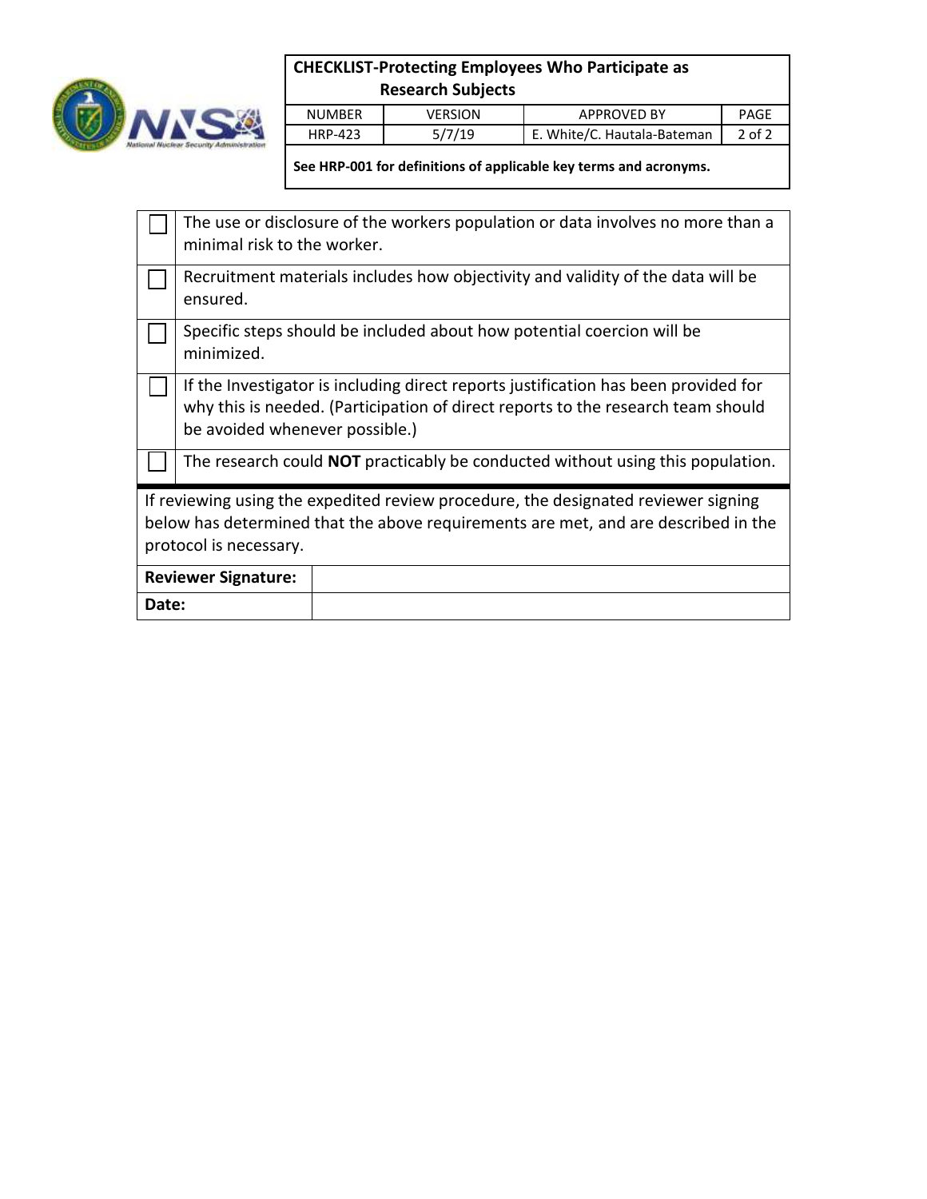| | |
|---|---|
| ☐ | The use or disclosure of the workers population or data involves no more than a minimal risk to the worker. |
| ☐ | Recruitment materials includes how objectivity and validity of the data will be ensured. |
| ☐ | Specific steps should be included about how potential coercion will be minimized. |
| ☐ | If the Investigator is including direct reports justification has been provided for why this is needed. (Participation of direct reports to the research team should be avoided whenever possible.) |
| ☐ | The research could **NOT** practicably be conducted without using this population. |

If reviewing using the expedited review procedure, the designated reviewer signing below has determined that the above requirements are met, and are described in the protocol is necessary.

| | |
|---|---|
| **Reviewer Signature:** | |
| **Date:** | |